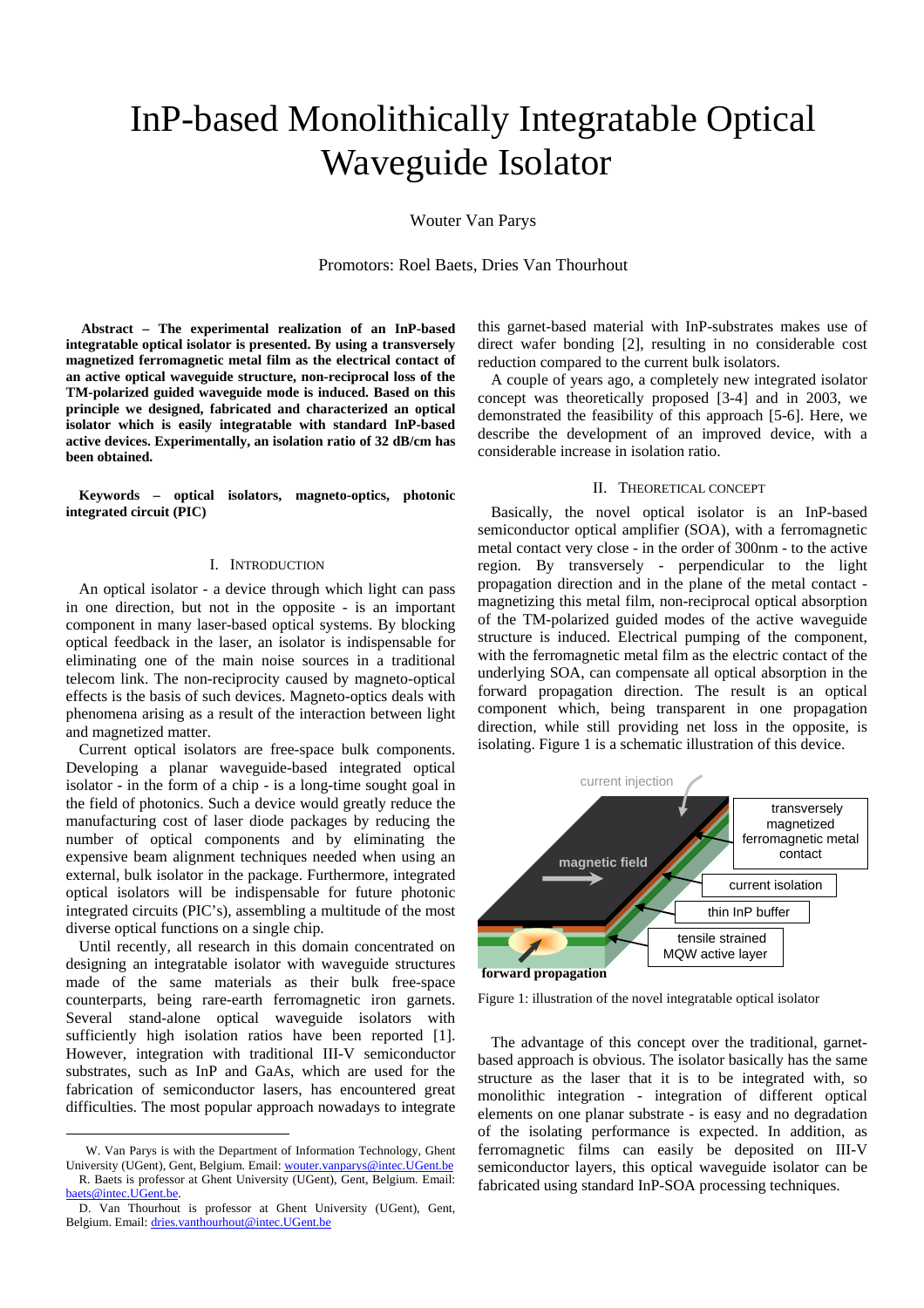# InP-based Monolithically Integratable Optical Waveguide Isolator

Wouter Van Parys

Promotors: Roel Baets, Dries Van Thourhout

**Abstract – The experimental realization of an InP-based integratable optical isolator is presented. By using a transversely magnetized ferromagnetic metal film as the electrical contact of an active optical waveguide structure, non-reciprocal loss of the TM-polarized guided waveguide mode is induced. Based on this principle we designed, fabricated and characterized an optical isolator which is easily integratable with standard InP-based active devices. Experimentally, an isolation ratio of 32 dB/cm has been obtained.**

**Keywords – optical isolators, magneto-optics, photonic integrated circuit (PIC)**

## I. Introduction

An optical isolator - a device through which light can pass in one direction, but not in the opposite - is an important component in many laser-based optical systems. By blocking optical feedback in the laser, an isolator is indispensable for eliminating one of the main noise sources in a traditional telecom link. The non-reciprocity caused by magneto-optical effects is the basis of such devices. Magneto-optics deals with phenomena arising as a result of the interaction between light and magnetized matter.

Current optical isolators are free-space bulk components. Developing a planar waveguide-based integrated optical isolator - in the form of a chip - is a long-time sought goal in the field of photonics. Such a device would greatly reduce the manufacturing cost of laser diode packages by reducing the number of optical components and by eliminating the expensive beam alignment techniques needed when using an external, bulk isolator in the package. Furthermore, integrated optical isolators will be indispensable for future photonic integrated circuits (PIC's), assembling a multitude of the most diverse optical functions on a single chip.

Until recently, all research in this domain concentrated on designing an integratable isolator with waveguide structures made of the same materials as their bulk free-space counterparts, being rare-earth ferromagnetic iron garnets. Several stand-alone optical waveguide isolators with sufficiently high isolation ratios have been reported [1]. However, integration with traditional III-V semiconductor substrates, such as InP and GaAs, which are used for the fabrication of semiconductor lasers, has encountered great difficulties. The most popular approach nowadays to integrate this garnet-based material with InP-substrates makes use of direct wafer bonding [2], resulting in no considerable cost reduction compared to the current bulk isolators.

A couple of years ago, a completely new integrated isolator concept was theoretically proposed [3-4] and in 2003, we demonstrated the feasibility of this approach [5-6]. Here, we describe the development of an improved device, with a considerable increase in isolation ratio.

## II. Theoretical Concept

Basically, the novel optical isolator is an InP-based semiconductor optical amplifier (SOA), with a ferromagnetic metal contact very close - in the order of 300nm - to the active region. By transversely - perpendicular to the light propagation direction and in the plane of the metal contact - magnetizing this metal film, non-reciprocal optical absorption of the TM-polarized guided modes of the active waveguide structure is induced. Electrical pumping of the component, with the ferromagnetic metal film as the electric contact of the underlying SOA, can compensate all optical absorption in the forward propagation direction. The result is an optical component which, being transparent in one propagation direction, while still providing net loss in the opposite, is isolating. Figure 1 is a schematic illustration of this device.

Figure 1: illustration of the novel integratable optical isolator

The advantage of this concept over the traditional, garnet-based approach is obvious. The isolator basically has the same structure as the laser that it is to be integrated with, so monolithic integration - integration of different optical elements on one planar substrate - is easy and no degradation of the isolating performance is expected. In addition, as ferromagnetic films can easily be deposited on III-V semiconductor layers, this optical waveguide isolator can be fabricated using standard InP-SOA processing techniques.

W. Van Parys is with the Department of Information Technology, Ghent University (UGent), Gent, Belgium. Email: wouter.vanparys@intec.UGent.be

R. Baets is professor at Ghent University (UGent), Gent, Belgium. Email: baets@intec.UGent.be.

D. Van Thourhout is professor at Ghent University (UGent), Gent, Belgium. Email: dries.vanthourhout@intec.UGent.be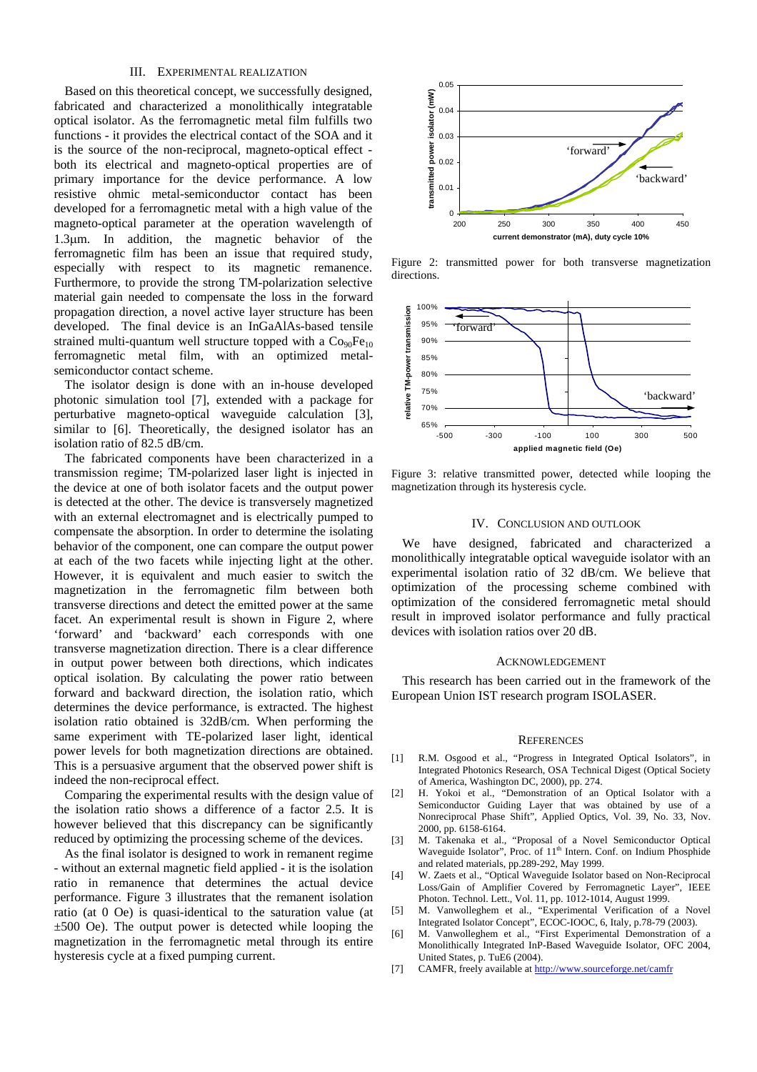## III. Experimental Realization

Based on this theoretical concept, we successfully designed, fabricated and characterized a monolithically integratable optical isolator. As the ferromagnetic metal film fulfills two functions - it provides the electrical contact of the SOA and it is the source of the non-reciprocal, magneto-optical effect - both its electrical and magneto-optical properties are of primary importance for the device performance. A low resistive ohmic metal-semiconductor contact has been developed for a ferromagnetic metal with a high value of the magneto-optical parameter at the operation wavelength of 1.3μm. In addition, the magnetic behavior of the ferromagnetic film has been an issue that required study, especially with respect to its magnetic remanence. Furthermore, to provide the strong TM-polarization selective material gain needed to compensate the loss in the forward propagation direction, a novel active layer structure has been developed. The final device is an InGaAlAs-based tensile strained multi-quantum well structure topped with a $Co_{90}Fe_{10}$ ferromagnetic metal film, with an optimized metal-semiconductor contact scheme.

The isolator design is done with an in-house developed photonic simulation tool [7], extended with a package for perturbative magneto-optical waveguide calculation [3], similar to [6]. Theoretically, the designed isolator has an isolation ratio of 82.5 dB/cm.

The fabricated components have been characterized in a transmission regime; TM-polarized laser light is injected in the device at one of both isolator facets and the output power is detected at the other. The device is transversely magnetized with an external electromagnet and is electrically pumped to compensate the absorption. In order to determine the isolating behavior of the component, one can compare the output power at each of the two facets while injecting light at the other. However, it is equivalent and much easier to switch the magnetization in the ferromagnetic film between both transverse directions and detect the emitted power at the same facet. An experimental result is shown in Figure 2, where 'forward' and 'backward' each corresponds with one transverse magnetization direction. There is a clear difference in output power between both directions, which indicates optical isolation. By calculating the power ratio between forward and backward direction, the isolation ratio, which determines the device performance, is extracted. The highest isolation ratio obtained is 32dB/cm. When performing the same experiment with TE-polarized laser light, identical power levels for both magnetization directions are obtained. This is a persuasive argument that the observed power shift is indeed the non-reciprocal effect.

Comparing the experimental results with the design value of the isolation ratio shows a difference of a factor 2.5. It is however believed that this discrepancy can be significantly reduced by optimizing the processing scheme of the devices.

As the final isolator is designed to work in remanent regime - without an external magnetic field applied - it is the isolation ratio in remanence that determines the actual device performance. Figure 3 illustrates that the remanent isolation ratio (at 0 Oe) is quasi-identical to the saturation value (at ±500 Oe). The output power is detected while looping the magnetization in the ferromagnetic metal through its entire hysteresis cycle at a fixed pumping current.

transmitted power isolator (mW)
0.05
0.04
0.03
0.02
0.01
0
200 250 300 350 400 450
current demonstrator (mA), duty cycle 10%
'forward'
'backward'

Figure 2: transmitted power for both transverse magnetization directions.

relative TM-power transmission
100%
95%
90%
85%
80%
75%
70%
65%
-500 -300 -100 100 300 500
applied magnetic field (Oe)
'forward'
'backward'

Figure 3: relative transmitted power, detected while looping the magnetization through its hysteresis cycle.

## IV. Conclusion and Outlook

We have designed, fabricated and characterized a monolithically integratable optical waveguide isolator with an experimental isolation ratio of 32 dB/cm. We believe that optimization of the processing scheme combined with optimization of the considered ferromagnetic metal should result in improved isolator performance and fully practical devices with isolation ratios over 20 dB.

## Acknowledgement

This research has been carried out in the framework of the European Union IST research program ISOLASER.

## References

[1] R.M. Osgood et al., "Progress in Integrated Optical Isolators", in Integrated Photonics Research, OSA Technical Digest (Optical Society of America, Washington DC, 2000), pp. 274.

[2] H. Yokoi et al., "Demonstration of an Optical Isolator with a Semiconductor Guiding Layer that was obtained by use of a Nonreciprocal Phase Shift", Applied Optics, Vol. 39, No. 33, Nov. 2000, pp. 6158-6164.

[3] M. Takenaka et al., "Proposal of a Novel Semiconductor Optical Waveguide Isolator", Proc. of 11th Intern. Conf. on Indium Phosphide and related materials, pp.289-292, May 1999.

[4] W. Zaets et al., "Optical Waveguide Isolator based on Non-Reciprocal Loss/Gain of Amplifier Covered by Ferromagnetic Layer", IEEE Photon. Technol. Lett., Vol. 11, pp. 1012-1014, August 1999.

[5] M. Vanwolleghem et al., "Experimental Verification of a Novel Integrated Isolator Concept", ECOC-IOOC, 6, Italy, p.78-79 (2003).

[6] M. Vanwolleghem et al., "First Experimental Demonstration of a Monolithically Integrated InP-Based Waveguide Isolator, OFC 2004, United States, p. TuE6 (2004).

[7] CAMFR, freely available at http://www.sourceforge.net/camfr